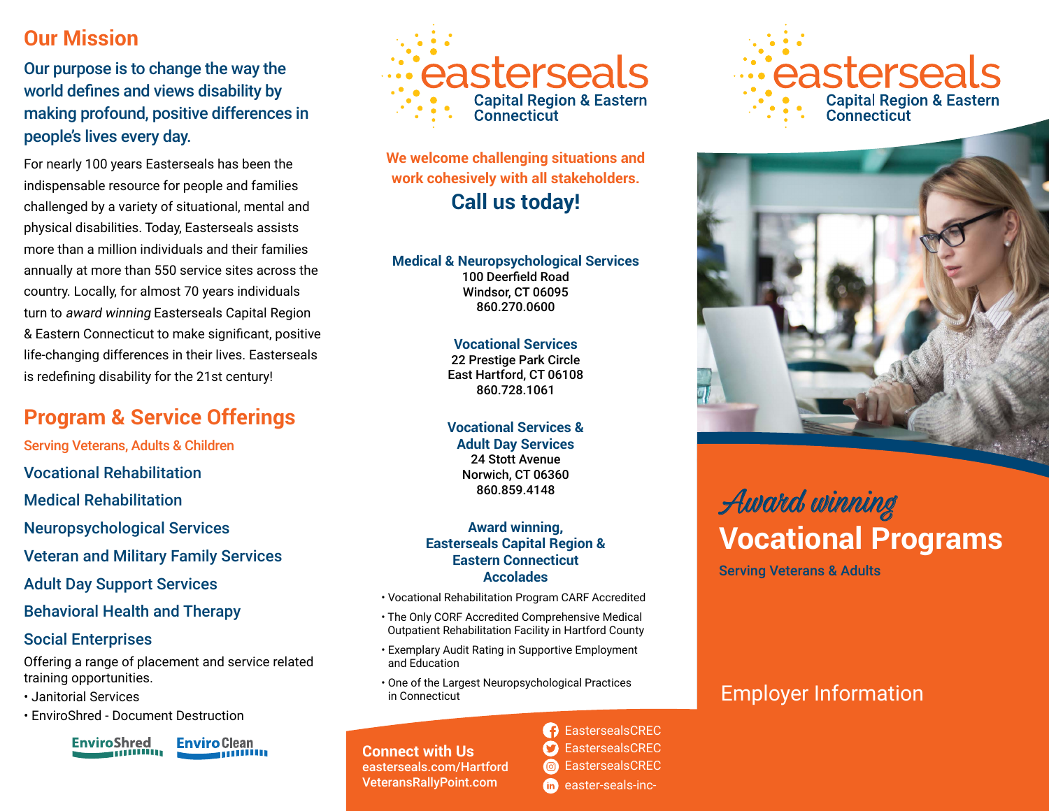## Our Mission

**Our purpose is to change the way the world defines and views disability by making profound, positive differences in people's lives every day.**

For nearly 100 years Easterseals has been the indispensable resource for people and families challenged by a variety of situational, mental and physical disabilities. Today, Easterseals assists more than a million individuals and their families annually at more than 550 service sites across the country. Locally, for almost 70 years individuals turn to *award winning* Easterseals Capital Region & Eastern Connecticut to make significant, positive life-changing differences in their lives. Easterseals is redefining disability for the 21st century!

## Program & Service Offerings

Serving Veterans, Adults & Children

### Vocational Rehabilitation

### Medical Rehabilitation

### Neuropsychological Services

### Veteran and Military Family Services

### Adult Day Support Services

### Behavioral Health and Therapy

### Social Enterprises

Offering a range of placement and service related training opportunities.

- Janitorial Services
- EnviroShred - Document Destruction

EnviroShred EnviroClean

easterseals Capital Region & Eastern Connecticut

**We welcome challenging situations and work cohesively with all stakeholders.**

## Call us today!

**Medical & Neuropsychological Services**
100 Deerfield Road
Windsor, CT 06095
860.270.0600

**Vocational Services**
22 Prestige Park Circle
East Hartford, CT 06108
860.728.1061

**Vocational Services & Adult Day Services**
24 Stott Avenue
Norwich, CT 06360
860.859.4148

**Award winning, Easterseals Capital Region & Eastern Connecticut Accolades**

- Vocational Rehabilitation Program CARF Accredited
- The Only CORF Accredited Comprehensive Medical Outpatient Rehabilitation Facility in Hartford County
- Exemplary Audit Rating in Supportive Employment and Education
- One of the Largest Neuropsychological Practices in Connecticut

**Connect with Us**
easterseals.com/Hartford
VeteransRallyPoint.com

EastersealsCREC
EastersealsCREC
EastersealsCREC
easter-seals-inc-

easterseals Capital Region & Eastern Connecticut

*Award winning*

# Vocational Programs

Serving Veterans & Adults

Employer Information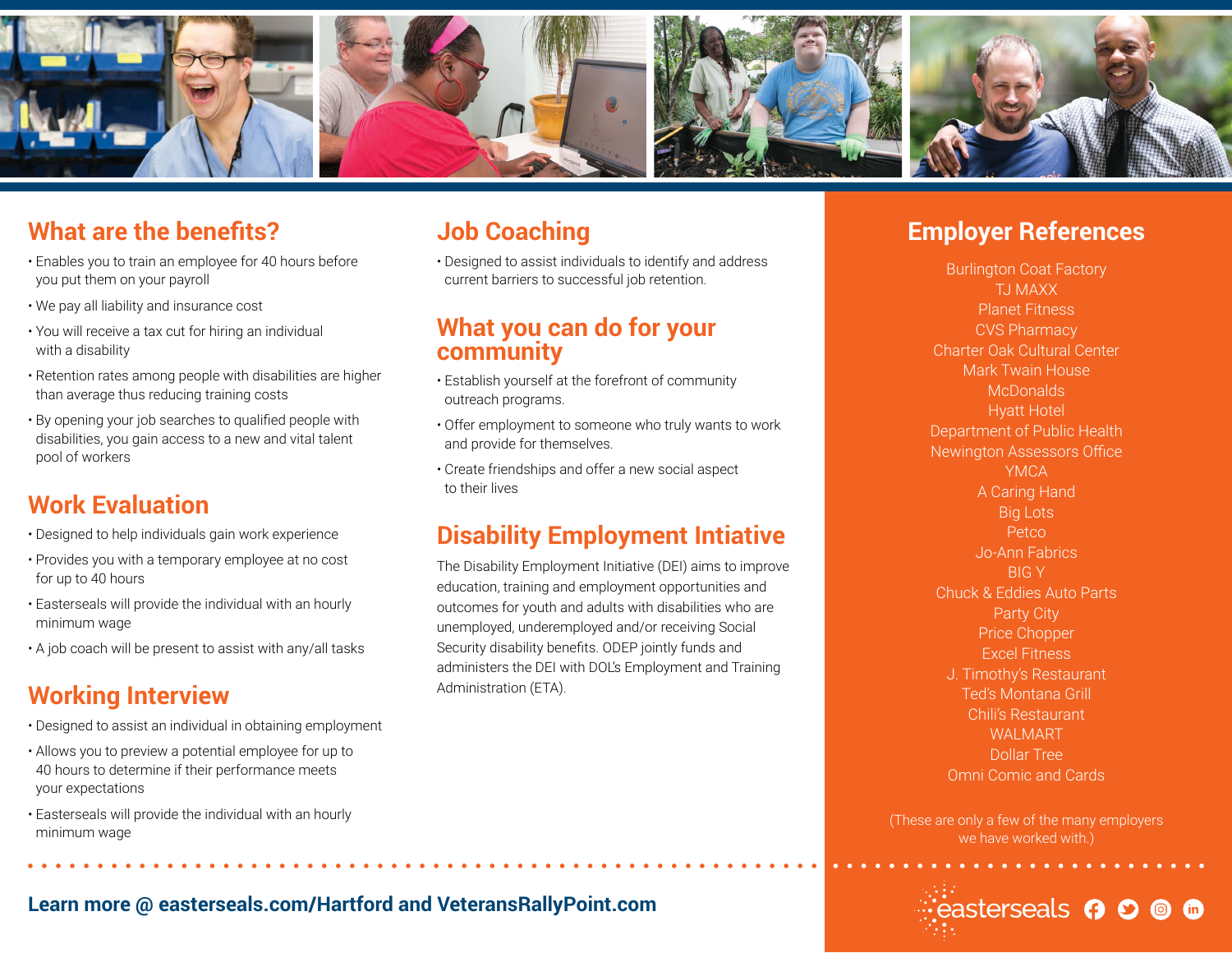## What are the benefits?

- Enables you to train an employee for 40 hours before you put them on your payroll
- We pay all liability and insurance cost
- You will receive a tax cut for hiring an individual with a disability
- Retention rates among people with disabilities are higher than average thus reducing training costs
- By opening your job searches to qualified people with disabilities, you gain access to a new and vital talent pool of workers

## Work Evaluation

- Designed to help individuals gain work experience
- Provides you with a temporary employee at no cost for up to 40 hours
- Easterseals will provide the individual with an hourly minimum wage
- A job coach will be present to assist with any/all tasks

## Working Interview

- Designed to assist an individual in obtaining employment
- Allows you to preview a potential employee for up to 40 hours to determine if their performance meets your expectations
- Easterseals will provide the individual with an hourly minimum wage

## Job Coaching

- Designed to assist individuals to identify and address current barriers to successful job retention.

## What you can do for your community

- Establish yourself at the forefront of community outreach programs.
- Offer employment to someone who truly wants to work and provide for themselves.
- Create friendships and offer a new social aspect to their lives

## Disability Employment Intiative

The Disability Employment Initiative (DEI) aims to improve education, training and employment opportunities and outcomes for youth and adults with disabilities who are unemployed, underemployed and/or receiving Social Security disability benefits. ODEP jointly funds and administers the DEI with DOL's Employment and Training Administration (ETA).

## Employer References

Burlington Coat Factory
TJ MAXX
Planet Fitness
CVS Pharmacy
Charter Oak Cultural Center
Mark Twain House
McDonalds
Hyatt Hotel
Department of Public Health
Newington Assessors Office
YMCA
A Caring Hand
Big Lots
Petco
Jo-Ann Fabrics
BIG Y
Chuck & Eddies Auto Parts
Party City
Price Chopper
Excel Fitness
J. Timothy's Restaurant
Ted's Montana Grill
Chili's Restaurant
WALMART
Dollar Tree
Omni Comic and Cards

(These are only a few of the many employers we have worked with.)

**Learn more @ easterseals.com/Hartford and VeteransRallyPoint.com**

easterseals